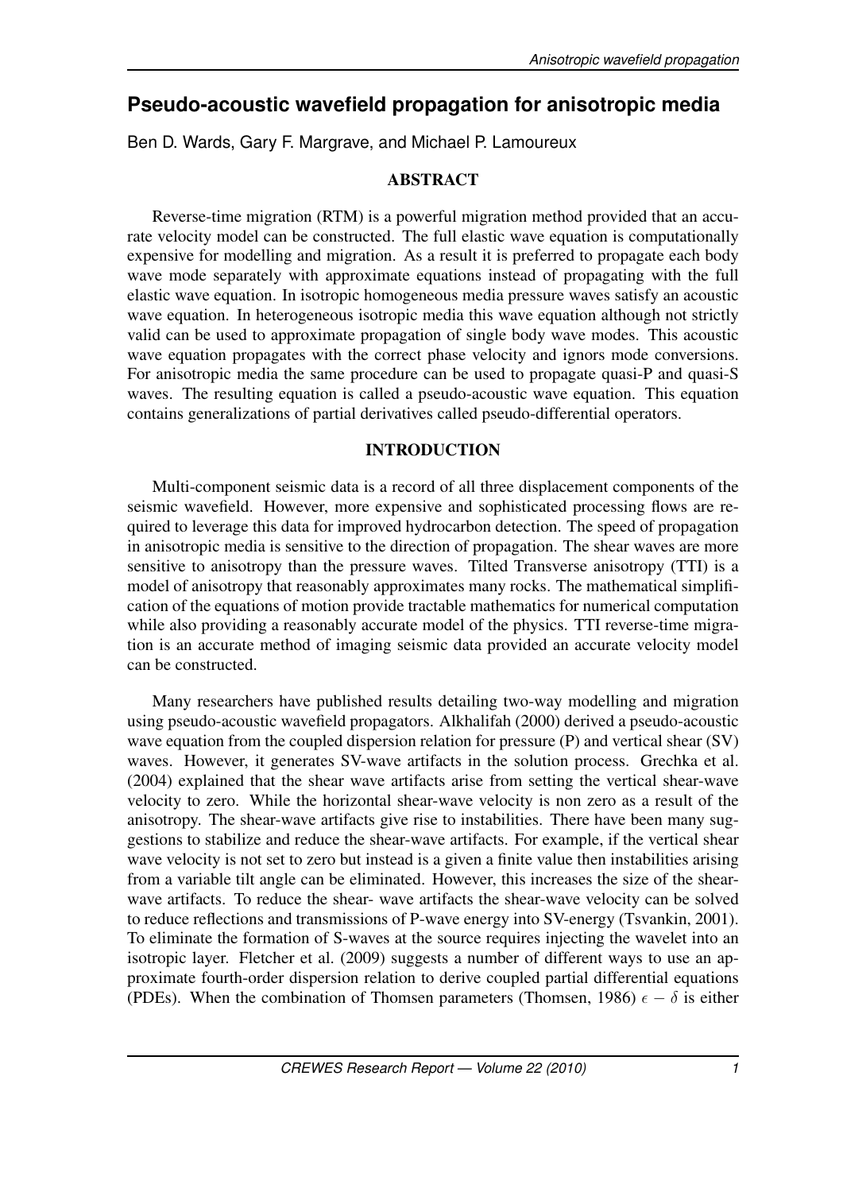# Pseudo-acoustic wavefield propagation for anisotropic media

Ben D. Wards, Gary F. Margrave, and Michael P. Lamoureux

## ABSTRACT

Reverse-time migration (RTM) is a powerful migration method provided that an accurate velocity model can be constructed. The full elastic wave equation is computationally expensive for modelling and migration. As a result it is preferred to propagate each body wave mode separately with approximate equations instead of propagating with the full elastic wave equation. In isotropic homogeneous media pressure waves satisfy an acoustic wave equation. In heterogeneous isotropic media this wave equation although not strictly valid can be used to approximate propagation of single body wave modes. This acoustic wave equation propagates with the correct phase velocity and ignors mode conversions. For anisotropic media the same procedure can be used to propagate quasi-P and quasi-S waves. The resulting equation is called a pseudo-acoustic wave equation. This equation contains generalizations of partial derivatives called pseudo-differential operators.

## INTRODUCTION

Multi-component seismic data is a record of all three displacement components of the seismic wavefield. However, more expensive and sophisticated processing flows are required to leverage this data for improved hydrocarbon detection. The speed of propagation in anisotropic media is sensitive to the direction of propagation. The shear waves are more sensitive to anisotropy than the pressure waves. Tilted Transverse anisotropy (TTI) is a model of anisotropy that reasonably approximates many rocks. The mathematical simplification of the equations of motion provide tractable mathematics for numerical computation while also providing a reasonably accurate model of the physics. TTI reverse-time migration is an accurate method of imaging seismic data provided an accurate velocity model can be constructed.

Many researchers have published results detailing two-way modelling and migration using pseudo-acoustic wavefield propagators. Alkhalifah (2000) derived a pseudo-acoustic wave equation from the coupled dispersion relation for pressure (P) and vertical shear (SV) waves. However, it generates SV-wave artifacts in the solution process. Grechka et al. (2004) explained that the shear wave artifacts arise from setting the vertical shear-wave velocity to zero. While the horizontal shear-wave velocity is non zero as a result of the anisotropy. The shear-wave artifacts give rise to instabilities. There have been many suggestions to stabilize and reduce the shear-wave artifacts. For example, if the vertical shear wave velocity is not set to zero but instead is a given a finite value then instabilities arising from a variable tilt angle can be eliminated. However, this increases the size of the shear-wave artifacts. To reduce the shear- wave artifacts the shear-wave velocity can be solved to reduce reflections and transmissions of P-wave energy into SV-energy (Tsvankin, 2001). To eliminate the formation of S-waves at the source requires injecting the wavelet into an isotropic layer. Fletcher et al. (2009) suggests a number of different ways to use an approximate fourth-order dispersion relation to derive coupled partial differential equations (PDEs). When the combination of Thomsen parameters (Thomsen, 1986) $\epsilon - \delta$ is either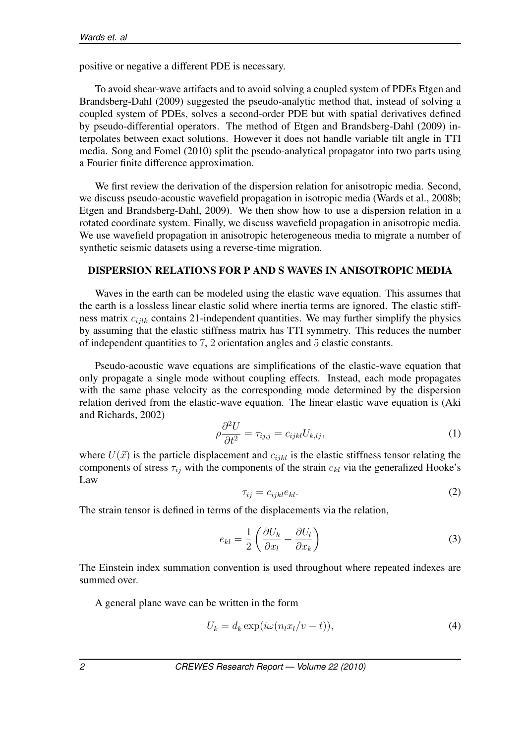positive or negative a different PDE is necessary.

To avoid shear-wave artifacts and to avoid solving a coupled system of PDEs Etgen and Brandsberg-Dahl (2009) suggested the pseudo-analytic method that, instead of solving a coupled system of PDEs, solves a second-order PDE but with spatial derivatives defined by pseudo-differential operators. The method of Etgen and Brandsberg-Dahl (2009) interpolates between exact solutions. However it does not handle variable tilt angle in TTI media. Song and Fomel (2010) split the pseudo-analytical propagator into two parts using a Fourier finite difference approximation.

We first review the derivation of the dispersion relation for anisotropic media. Second, we discuss pseudo-acoustic wavefield propagation in isotropic media (Wards et al., 2008b; Etgen and Brandsberg-Dahl, 2009). We then show how to use a dispersion relation in a rotated coordinate system. Finally, we discuss wavefield propagation in anisotropic media. We use wavefield propagation in anisotropic heterogeneous media to migrate a number of synthetic seismic datasets using a reverse-time migration.

## DISPERSION RELATIONS FOR P AND S WAVES IN ANISOTROPIC MEDIA

Waves in the earth can be modeled using the elastic wave equation. This assumes that the earth is a lossless linear elastic solid where inertia terms are ignored. The elastic stiffness matrix $c_{ijlk}$ contains 21-independent quantities. We may further simplify the physics by assuming that the elastic stiffness matrix has TTI symmetry. This reduces the number of independent quantities to $7$, $2$ orientation angles and $5$ elastic constants.

Pseudo-acoustic wave equations are simplifications of the elastic-wave equation that only propagate a single mode without coupling effects. Instead, each mode propagates with the same phase velocity as the corresponding mode determined by the dispersion relation derived from the elastic-wave equation. The linear elastic wave equation is (Aki and Richards, 2002)

$$\rho \frac{\partial^2 U}{\partial t^2} = \tau_{ij,j} = c_{ijkl} U_{k,lj}, \tag{1}$$

where $U(\vec{x})$ is the particle displacement and $c_{ijkl}$ is the elastic stiffness tensor relating the components of stress $\tau_{ij}$ with the components of the strain $e_{kl}$ via the generalized Hooke's Law

$$\tau_{ij} = c_{ijkl} e_{kl}. \tag{2}$$

The strain tensor is defined in terms of the displacements via the relation,

$$e_{kl} = \frac{1}{2} \left( \frac{\partial U_k}{\partial x_l} - \frac{\partial U_l}{\partial x_k} \right) \tag{3}$$

The Einstein index summation convention is used throughout where repeated indexes are summed over.

A general plane wave can be written in the form

$$U_k = d_k \exp(i\omega(n_l x_l / v - t)), \tag{4}$$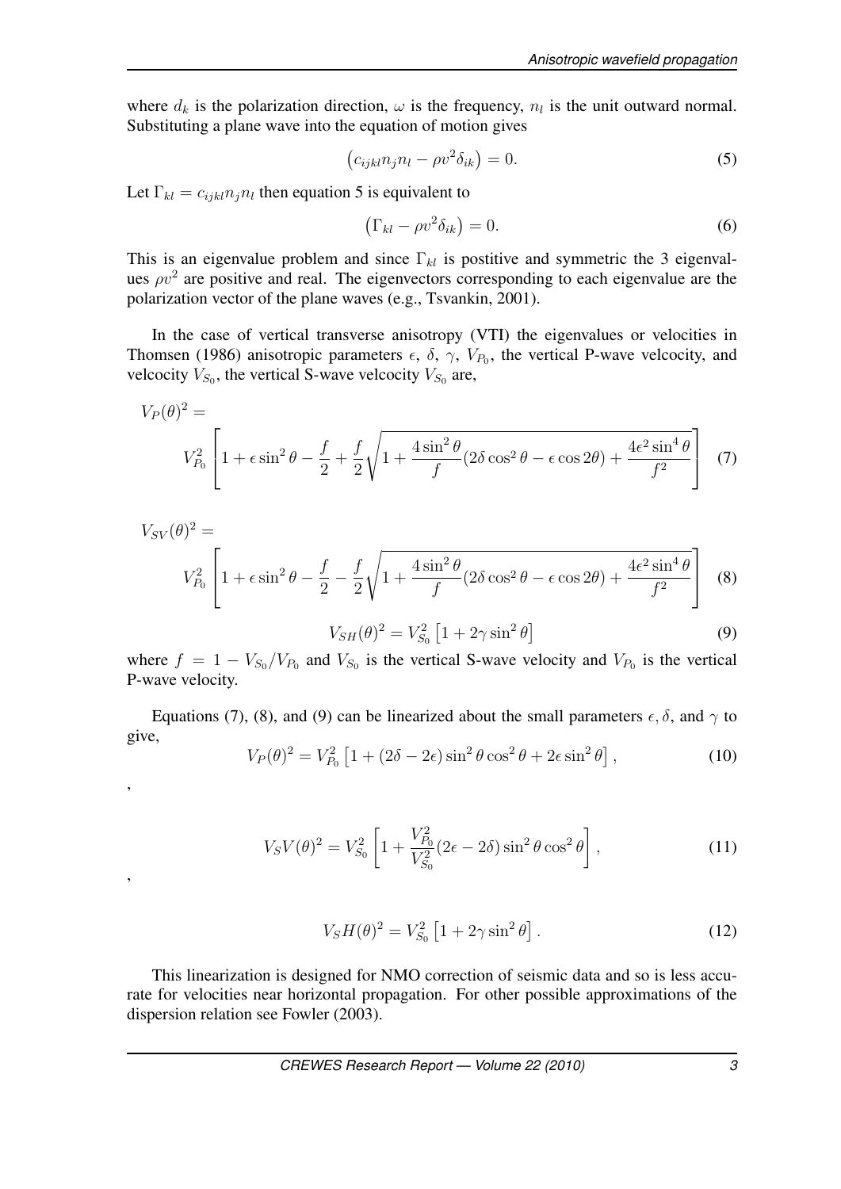where $d_k$ is the polarization direction, $\omega$ is the frequency, $n_l$ is the unit outward normal. Substituting a plane wave into the equation of motion gives

$$\left(c_{ijkl}n_j n_l - \rho v^2 \delta_{ik}\right) = 0. \tag{5}$$

Let $\Gamma_{kl} = c_{ijkl}n_j n_l$ then equation 5 is equivalent to

$$\left(\Gamma_{kl} - \rho v^2 \delta_{ik}\right) = 0. \tag{6}$$

This is an eigenvalue problem and since $\Gamma_{kl}$ is postitive and symmetric the 3 eigenvalues $\rho v^2$ are positive and real. The eigenvectors corresponding to each eigenvalue are the polarization vector of the plane waves (e.g., Tsvankin, 2001).

In the case of vertical transverse anisotropy (VTI) the eigenvalues or velocities in Thomsen (1986) anisotropic parameters $\epsilon$, $\delta$, $\gamma$, $V_{P_0}$, the vertical P-wave velcocity, and velcocity $V_{S_0}$, the vertical S-wave velcocity $V_{S_0}$ are,

$$V_P(\theta)^2 = V_{P_0}^2 \left[1 + \epsilon \sin^2\theta - \frac{f}{2} + \frac{f}{2}\sqrt{1 + \frac{4\sin^2\theta}{f}(2\delta\cos^2\theta - \epsilon\cos 2\theta) + \frac{4\epsilon^2\sin^4\theta}{f^2}}\right] \tag{7}$$

$$V_{SV}(\theta)^2 = V_{P_0}^2 \left[1 + \epsilon \sin^2\theta - \frac{f}{2} - \frac{f}{2}\sqrt{1 + \frac{4\sin^2\theta}{f}(2\delta\cos^2\theta - \epsilon\cos 2\theta) + \frac{4\epsilon^2\sin^4\theta}{f^2}}\right] \tag{8}$$

$$V_{SH}(\theta)^2 = V_{S_0}^2\left[1 + 2\gamma\sin^2\theta\right] \tag{9}$$

where $f = 1 - V_{S_0}/V_{P_0}$ and $V_{S_0}$ is the vertical S-wave velocity and $V_{P_0}$ is the vertical P-wave velocity.

Equations (7), (8), and (9) can be linearized about the small parameters $\epsilon, \delta$, and $\gamma$ to give,

$$V_P(\theta)^2 = V_{P_0}^2\left[1 + (2\delta - 2\epsilon)\sin^2\theta\cos^2\theta + 2\epsilon\sin^2\theta\right], \tag{10}$$

,

$$V_S V(\theta)^2 = V_{S_0}^2\left[1 + \frac{V_{P_0}^2}{V_{S_0}^2}(2\epsilon - 2\delta)\sin^2\theta\cos^2\theta\right], \tag{11}$$

,

$$V_S H(\theta)^2 = V_{S_0}^2\left[1 + 2\gamma\sin^2\theta\right]. \tag{12}$$

This linearization is designed for NMO correction of seismic data and so is less accurate for velocities near horizontal propagation. For other possible approximations of the dispersion relation see Fowler (2003).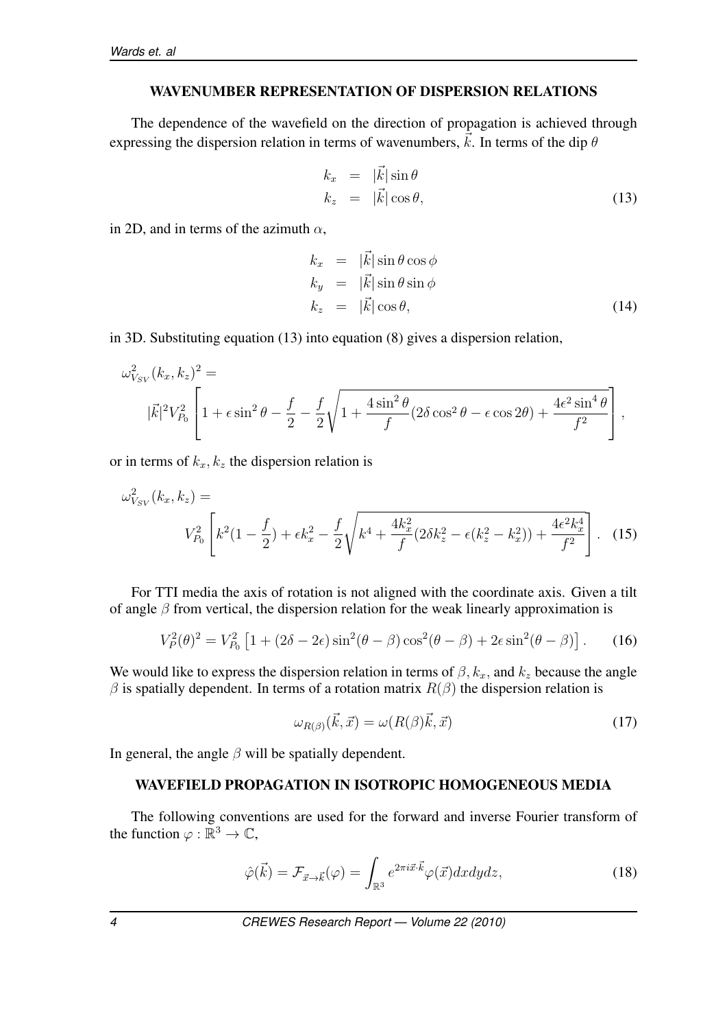## WAVENUMBER REPRESENTATION OF DISPERSION RELATIONS

The dependence of the wavefield on the direction of propagation is achieved through expressing the dispersion relation in terms of wavenumbers, $\vec{k}$. In terms of the dip $\theta$

$$
\begin{aligned}
k_x &= |\vec{k}| \sin\theta \\
k_z &= |\vec{k}| \cos\theta,
\end{aligned} \tag{13}
$$

in 2D, and in terms of the azimuth $\alpha$,

$$
\begin{aligned}
k_x &= |\vec{k}| \sin\theta \cos\phi \\
k_y &= |\vec{k}| \sin\theta \sin\phi \\
k_z &= |\vec{k}| \cos\theta,
\end{aligned} \tag{14}
$$

in 3D. Substituting equation (13) into equation (8) gives a dispersion relation,

$$
\omega_{V_{SV}}^2(k_x, k_z)^2 = |\vec{k}|^2 V_{P_0}^2 \left[ 1 + \epsilon \sin^2\theta - \frac{f}{2} - \frac{f}{2}\sqrt{1 + \frac{4\sin^2\theta}{f}(2\delta\cos^2\theta - \epsilon\cos 2\theta) + \frac{4\epsilon^2 \sin^4\theta}{f^2}} \right],
$$

or in terms of $k_x, k_z$ the dispersion relation is

$$
\omega_{V_{SV}}^2(k_x, k_z) = V_{P_0}^2 \left[ k^2(1 - \frac{f}{2}) + \epsilon k_x^2 - \frac{f}{2}\sqrt{k^4 + \frac{4k_x^2}{f}(2\delta k_z^2 - \epsilon(k_z^2 - k_x^2)) + \frac{4\epsilon^2 k_x^4}{f^2}} \right]. \tag{15}
$$

For TTI media the axis of rotation is not aligned with the coordinate axis. Given a tilt of angle $\beta$ from vertical, the dispersion relation for the weak linearly approximation is

$$
V_P^2(\theta)^2 = V_{P_0}^2 \left[ 1 + (2\delta - 2\epsilon)\sin^2(\theta - \beta)\cos^2(\theta - \beta) + 2\epsilon \sin^2(\theta - \beta) \right]. \tag{16}
$$

We would like to express the dispersion relation in terms of $\beta, k_x$, and $k_z$ because the angle $\beta$ is spatially dependent. In terms of a rotation matrix $R(\beta)$ the dispersion relation is

$$
\omega_{R(\beta)}(\vec{k}, \vec{x}) = \omega(R(\beta)\vec{k}, \vec{x}) \tag{17}
$$

In general, the angle $\beta$ will be spatially dependent.

## WAVEFIELD PROPAGATION IN ISOTROPIC HOMOGENEOUS MEDIA

The following conventions are used for the forward and inverse Fourier transform of the function $\varphi : \mathbb{R}^3 \to \mathbb{C}$,

$$
\hat{\varphi}(\vec{k}) = \mathcal{F}_{\vec{x}\to\vec{k}}(\varphi) = \int_{\mathbb{R}^3} e^{2\pi i \vec{x}\cdot\vec{k}} \varphi(\vec{x}) dxdydz, \tag{18}
$$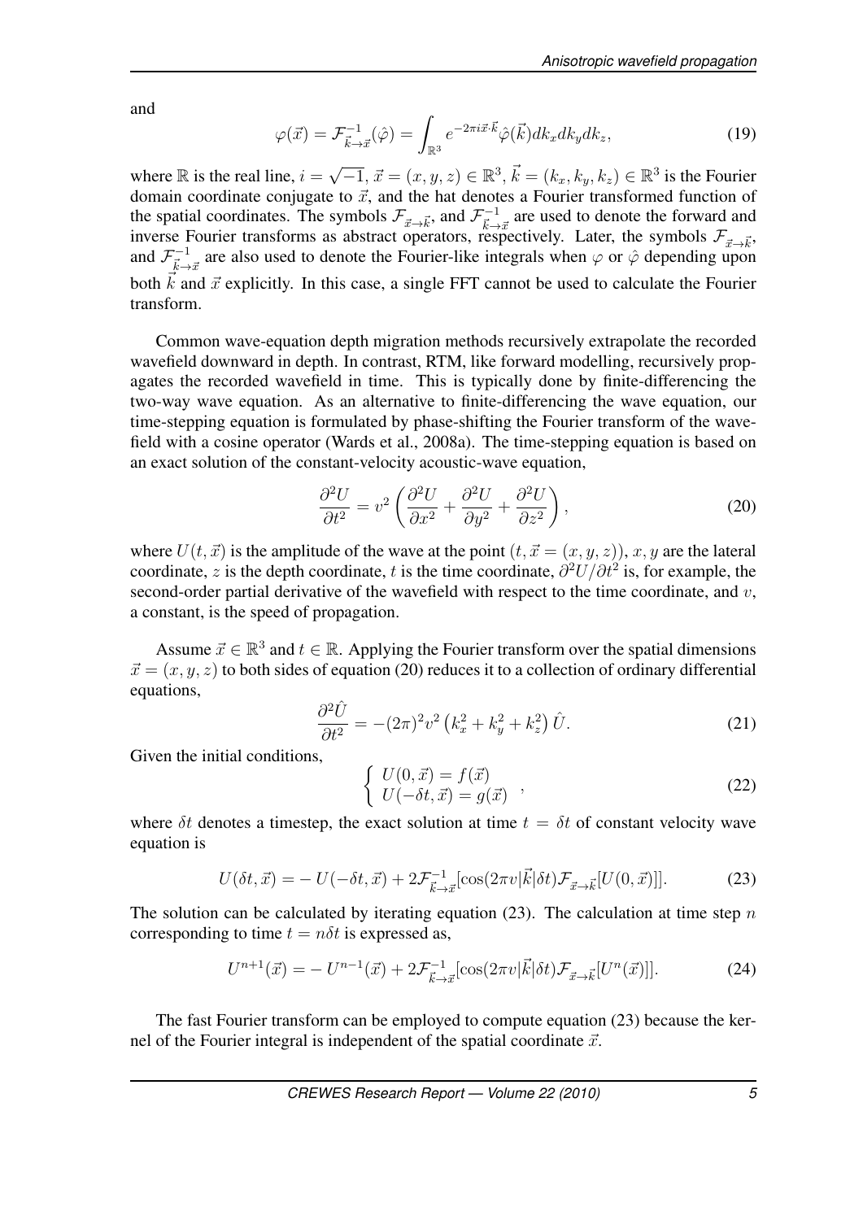and

$$\varphi(\vec{x}) = \mathcal{F}^{-1}_{\vec{k}\to\vec{x}}(\hat{\varphi}) = \int_{\mathbb{R}^3} e^{-2\pi i \vec{x}\cdot\vec{k}} \hat{\varphi}(\vec{k}) dk_x dk_y dk_z, \tag{19}$$

where $\mathbb{R}$ is the real line, $i = \sqrt{-1}$, $\vec{x} = (x, y, z) \in \mathbb{R}^3$, $\vec{k} = (k_x, k_y, k_z) \in \mathbb{R}^3$ is the Fourier domain coordinate conjugate to $\vec{x}$, and the hat denotes a Fourier transformed function of the spatial coordinates. The symbols $\mathcal{F}_{\vec{x}\to\vec{k}}$, and $\mathcal{F}^{-1}_{\vec{k}\to\vec{x}}$ are used to denote the forward and inverse Fourier transforms as abstract operators, respectively. Later, the symbols $\mathcal{F}_{\vec{x}\to\vec{k}}$, and $\mathcal{F}^{-1}_{\vec{k}\to\vec{x}}$ are also used to denote the Fourier-like integrals when $\varphi$ or $\hat{\varphi}$ depending upon both $\vec{k}$ and $\vec{x}$ explicitly. In this case, a single FFT cannot be used to calculate the Fourier transform.

Common wave-equation depth migration methods recursively extrapolate the recorded wavefield downward in depth. In contrast, RTM, like forward modelling, recursively propagates the recorded wavefield in time. This is typically done by finite-differencing the two-way wave equation. As an alternative to finite-differencing the wave equation, our time-stepping equation is formulated by phase-shifting the Fourier transform of the wavefield with a cosine operator (Wards et al., 2008a). The time-stepping equation is based on an exact solution of the constant-velocity acoustic-wave equation,

$$\frac{\partial^2 U}{\partial t^2} = v^2 \left( \frac{\partial^2 U}{\partial x^2} + \frac{\partial^2 U}{\partial y^2} + \frac{\partial^2 U}{\partial z^2} \right), \tag{20}$$

where $U(t, \vec{x})$ is the amplitude of the wave at the point $(t, \vec{x} = (x, y, z))$, $x, y$ are the lateral coordinate, $z$ is the depth coordinate, $t$ is the time coordinate, $\partial^2 U/\partial t^2$ is, for example, the second-order partial derivative of the wavefield with respect to the time coordinate, and $v$, a constant, is the speed of propagation.

Assume $\vec{x} \in \mathbb{R}^3$ and $t \in \mathbb{R}$. Applying the Fourier transform over the spatial dimensions $\vec{x} = (x, y, z)$ to both sides of equation (20) reduces it to a collection of ordinary differential equations,

$$\frac{\partial^2 \hat{U}}{\partial t^2} = -(2\pi)^2 v^2 \left(k_x^2 + k_y^2 + k_z^2\right) \hat{U}. \tag{21}$$

Given the initial conditions,

$$\begin{cases} U(0, \vec{x}) = f(\vec{x}) \\ U(-\delta t, \vec{x}) = g(\vec{x}) \end{cases}, \tag{22}$$

where $\delta t$ denotes a timestep, the exact solution at time $t = \delta t$ of constant velocity wave equation is

$$U(\delta t, \vec{x}) = -\, U(-\delta t, \vec{x}) + 2\mathcal{F}^{-1}_{\vec{k}\to\vec{x}}[\cos(2\pi v|\vec{k}|\delta t)\mathcal{F}_{\vec{x}\to\vec{k}}[U(0, \vec{x})]]. \tag{23}$$

The solution can be calculated by iterating equation (23). The calculation at time step $n$ corresponding to time $t = n\delta t$ is expressed as,

$$U^{n+1}(\vec{x}) = -\, U^{n-1}(\vec{x}) + 2\mathcal{F}^{-1}_{\vec{k}\to\vec{x}}[\cos(2\pi v|\vec{k}|\delta t)\mathcal{F}_{\vec{x}\to\vec{k}}[U^n(\vec{x})]]. \tag{24}$$

The fast Fourier transform can be employed to compute equation (23) because the kernel of the Fourier integral is independent of the spatial coordinate $\vec{x}$.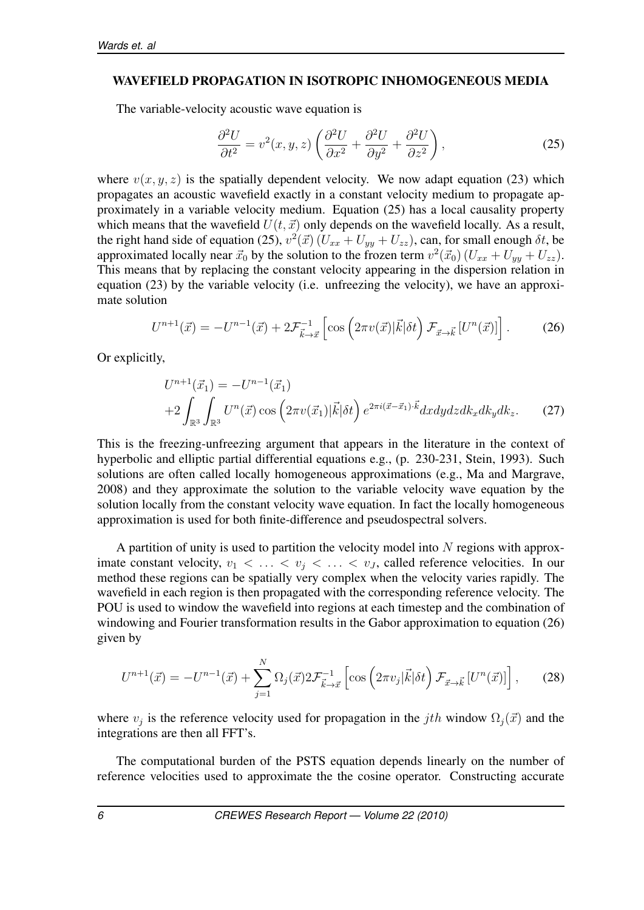## WAVEFIELD PROPAGATION IN ISOTROPIC INHOMOGENEOUS MEDIA

The variable-velocity acoustic wave equation is

$$\frac{\partial^2 U}{\partial t^2} = v^2(x,y,z)\left(\frac{\partial^2 U}{\partial x^2} + \frac{\partial^2 U}{\partial y^2} + \frac{\partial^2 U}{\partial z^2}\right), \tag{25}$$

where $v(x,y,z)$ is the spatially dependent velocity. We now adapt equation (23) which propagates an acoustic wavefield exactly in a constant velocity medium to propagate approximately in a variable velocity medium. Equation (25) has a local causality property which means that the wavefield $U(t,\vec{x})$ only depends on the wavefield locally. As a result, the right hand side of equation (25), $v^2(\vec{x})\,(U_{xx} + U_{yy} + U_{zz})$, can, for small enough $\delta t$, be approximated locally near $\vec{x}_0$ by the solution to the frozen term $v^2(\vec{x}_0)\,(U_{xx} + U_{yy} + U_{zz})$. This means that by replacing the constant velocity appearing in the dispersion relation in equation (23) by the variable velocity (i.e. unfreezing the velocity), we have an approximate solution

$$U^{n+1}(\vec{x}) = -U^{n-1}(\vec{x}) + 2\mathcal{F}^{-1}_{\vec{k}\to\vec{x}}\left[\cos\left(2\pi v(\vec{x})|\vec{k}|\delta t\right)\mathcal{F}_{\vec{x}\to\vec{k}}\left[U^n(\vec{x})\right]\right]. \tag{26}$$

Or explicitly,

$$\begin{aligned} U^{n+1}(\vec{x}_1) &= -U^{n-1}(\vec{x}_1) \\ &+2\int_{\mathbb{R}^3}\int_{\mathbb{R}^3} U^n(\vec{x})\cos\left(2\pi v(\vec{x}_1)|\vec{k}|\delta t\right)e^{2\pi i(\vec{x}-\vec{x}_1)\cdot\vec{k}}dxdydzdk_xdk_ydk_z. \end{aligned} \tag{27}$$

This is the freezing-unfreezing argument that appears in the literature in the context of hyperbolic and elliptic partial differential equations e.g., (p. 230-231, Stein, 1993). Such solutions are often called locally homogeneous approximations (e.g., Ma and Margrave, 2008) and they approximate the solution to the variable velocity wave equation by the solution locally from the constant velocity wave equation. In fact the locally homogeneous approximation is used for both finite-difference and pseudospectral solvers.

A partition of unity is used to partition the velocity model into $N$ regions with approximate constant velocity, $v_1 < \ldots < v_j < \ldots < v_J$, called reference velocities. In our method these regions can be spatially very complex when the velocity varies rapidly. The wavefield in each region is then propagated with the corresponding reference velocity. The POU is used to window the wavefield into regions at each timestep and the combination of windowing and Fourier transformation results in the Gabor approximation to equation (26) given by

$$U^{n+1}(\vec{x}) = -U^{n-1}(\vec{x}) + \sum_{j=1}^{N}\Omega_j(\vec{x})2\mathcal{F}^{-1}_{\vec{k}\to\vec{x}}\left[\cos\left(2\pi v_j|\vec{k}|\delta t\right)\mathcal{F}_{\vec{x}\to\vec{k}}\left[U^n(\vec{x})\right]\right], \tag{28}$$

where $v_j$ is the reference velocity used for propagation in the $jth$ window $\Omega_j(\vec{x})$ and the integrations are then all FFT's.

The computational burden of the PSTS equation depends linearly on the number of reference velocities used to approximate the the cosine operator. Constructing accurate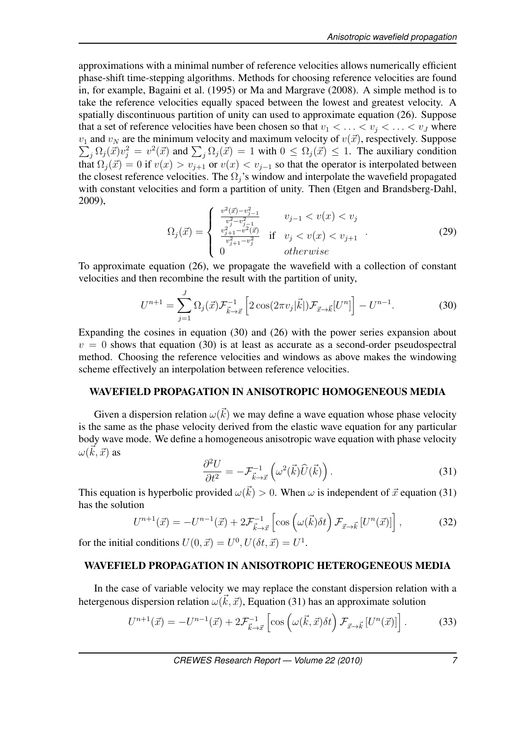approximations with a minimal number of reference velocities allows numerically efficient phase-shift time-stepping algorithms. Methods for choosing reference velocities are found in, for example, Bagaini et al. (1995) or Ma and Margrave (2008). A simple method is to take the reference velocities equally spaced between the lowest and greatest velocity. A spatially discontinuous partition of unity can used to approximate equation (26). Suppose that a set of reference velocities have been chosen so that $v_1 < \ldots < v_j < \ldots < v_J$ where $v_1$ and $v_N$ are the minimum velocity and maximum velocity of $v(\vec{x})$, respectively. Suppose $\sum_j \Omega_j(\vec{x}) v_j^2 = v^2(\vec{x})$ and $\sum_j \Omega_j(\vec{x}) = 1$ with $0 \leq \Omega_j(\vec{x}) \leq 1$. The auxiliary condition that $\Omega_j(\vec{x}) = 0$ if $v(x) > v_{j+1}$ or $v(x) < v_{j-1}$ so that the operator is interpolated between the closest reference velocities. The $\Omega_j$'s window and interpolate the wavefield propagated with constant velocities and form a partition of unity. Then (Etgen and Brandsberg-Dahl, 2009),

$$\Omega_j(\vec{x}) = \begin{cases} \frac{v^2(\vec{x}) - v_{j-1}^2}{v_j^2 - v_{j-1}^2} & v_{j-1} < v(x) < v_j \\ \frac{v_{j+1}^2 - v^2(\vec{x})}{v_{j+1}^2 - v_j^2} \quad \text{if} & v_j < v(x) < v_{j+1} \\ 0 & otherwise \end{cases} . \tag{29}$$

To approximate equation (26), we propagate the wavefield with a collection of constant velocities and then recombine the result with the partition of unity,

$$U^{n+1} = \sum_{j=1}^{J} \Omega_j(\vec{x}) \mathcal{F}^{-1}_{\vec{k} \to \vec{x}} \left[ 2 \cos(2\pi v_j |\vec{k}|) \mathcal{F}_{\vec{x} \to \vec{k}}[U^n] \right] - U^{n-1}. \tag{30}$$

Expanding the cosines in equation (30) and (26) with the power series expansion about $v = 0$ shows that equation (30) is at least as accurate as a second-order pseudospectral method. Choosing the reference velocities and windows as above makes the windowing scheme effectively an interpolation between reference velocities.

## WAVEFIELD PROPAGATION IN ANISOTROPIC HOMOGENEOUS MEDIA

Given a dispersion relation $\omega(\vec{k})$ we may define a wave equation whose phase velocity is the same as the phase velocity derived from the elastic wave equation for any particular body wave mode. We define a homogeneous anisotropic wave equation with phase velocity $\omega(\vec{k}, \vec{x})$ as

$$\frac{\partial^2 U}{\partial t^2} = -\mathcal{F}^{-1}_{\vec{k} \to \vec{x}} \left( \omega^2(\vec{k}) \widehat{U}(\vec{k}) \right). \tag{31}$$

This equation is hyperbolic provided $\omega(\vec{k}) > 0$. When $\omega$ is independent of $\vec{x}$ equation (31) has the solution

$$U^{n+1}(\vec{x}) = -U^{n-1}(\vec{x}) + 2\mathcal{F}^{-1}_{\vec{k} \to \vec{x}} \left[ \cos\left( \omega(\vec{k}) \delta t \right) \mathcal{F}_{\vec{x} \to \vec{k}} \left[ U^n(\vec{x}) \right] \right], \tag{32}$$

for the initial conditions $U(0, \vec{x}) = U^0, U(\delta t, \vec{x}) = U^1$.

## WAVEFIELD PROPAGATION IN ANISOTROPIC HETEROGENEOUS MEDIA

In the case of variable velocity we may replace the constant dispersion relation with a hetergenous dispersion relation $\omega(\vec{k}, \vec{x})$, Equation (31) has an approximate solution

$$U^{n+1}(\vec{x}) = -U^{n-1}(\vec{x}) + 2\mathcal{F}^{-1}_{\vec{k} \to \vec{x}} \left[ \cos\left( \omega(\vec{k}, \vec{x}) \delta t \right) \mathcal{F}_{\vec{x} \to \vec{k}} \left[ U^n(\vec{x}) \right] \right]. \tag{33}$$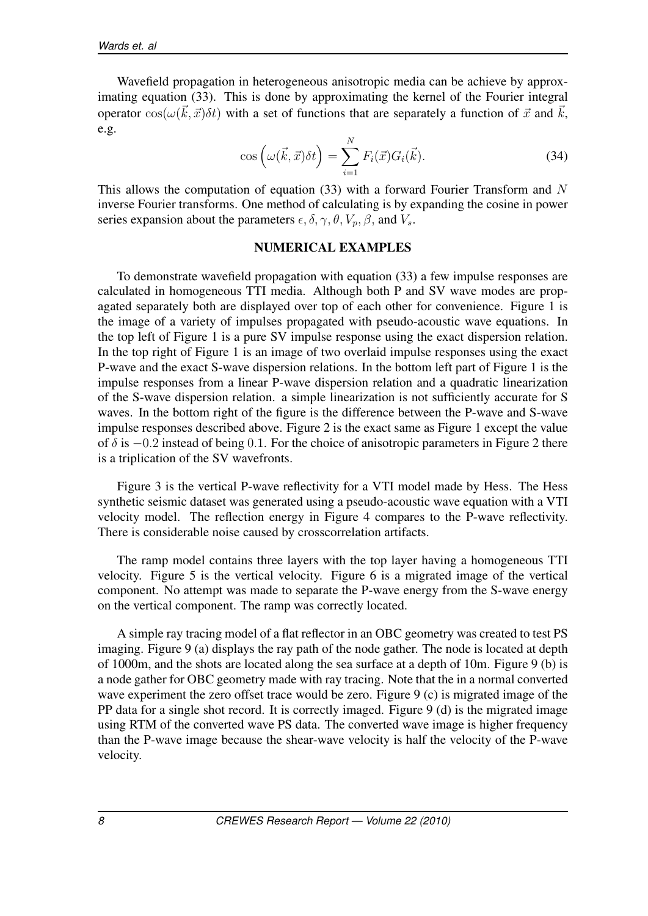Wavefield propagation in heterogeneous anisotropic media can be achieve by approximating equation (33). This is done by approximating the kernel of the Fourier integral operator $\cos(\omega(\vec{k}, \vec{x})\delta t)$ with a set of functions that are separately a function of $\vec{x}$ and $\vec{k}$, e.g.

$$\cos\left(\omega(\vec{k}, \vec{x})\delta t\right) = \sum_{i=1}^{N} F_i(\vec{x}) G_i(\vec{k}). \tag{34}$$

This allows the computation of equation (33) with a forward Fourier Transform and $N$ inverse Fourier transforms. One method of calculating is by expanding the cosine in power series expansion about the parameters $\epsilon, \delta, \gamma, \theta, V_p, \beta$, and $V_s$.

## NUMERICAL EXAMPLES

To demonstrate wavefield propagation with equation (33) a few impulse responses are calculated in homogeneous TTI media. Although both P and SV wave modes are propagated separately both are displayed over top of each other for convenience. Figure 1 is the image of a variety of impulses propagated with pseudo-acoustic wave equations. In the top left of Figure 1 is a pure SV impulse response using the exact dispersion relation. In the top right of Figure 1 is an image of two overlaid impulse responses using the exact P-wave and the exact S-wave dispersion relations. In the bottom left part of Figure 1 is the impulse responses from a linear P-wave dispersion relation and a quadratic linearization of the S-wave dispersion relation. a simple linearization is not sufficiently accurate for S waves. In the bottom right of the figure is the difference between the P-wave and S-wave impulse responses described above. Figure 2 is the exact same as Figure 1 except the value of $\delta$ is $-0.2$ instead of being $0.1$. For the choice of anisotropic parameters in Figure 2 there is a triplication of the SV wavefronts.

Figure 3 is the vertical P-wave reflectivity for a VTI model made by Hess. The Hess synthetic seismic dataset was generated using a pseudo-acoustic wave equation with a VTI velocity model. The reflection energy in Figure 4 compares to the P-wave reflectivity. There is considerable noise caused by crosscorrelation artifacts.

The ramp model contains three layers with the top layer having a homogeneous TTI velocity. Figure 5 is the vertical velocity. Figure 6 is a migrated image of the vertical component. No attempt was made to separate the P-wave energy from the S-wave energy on the vertical component. The ramp was correctly located.

A simple ray tracing model of a flat reflector in an OBC geometry was created to test PS imaging. Figure 9 (a) displays the ray path of the node gather. The node is located at depth of 1000m, and the shots are located along the sea surface at a depth of 10m. Figure 9 (b) is a node gather for OBC geometry made with ray tracing. Note that the in a normal converted wave experiment the zero offset trace would be zero. Figure 9 (c) is migrated image of the PP data for a single shot record. It is correctly imaged. Figure 9 (d) is the migrated image using RTM of the converted wave PS data. The converted wave image is higher frequency than the P-wave image because the shear-wave velocity is half the velocity of the P-wave velocity.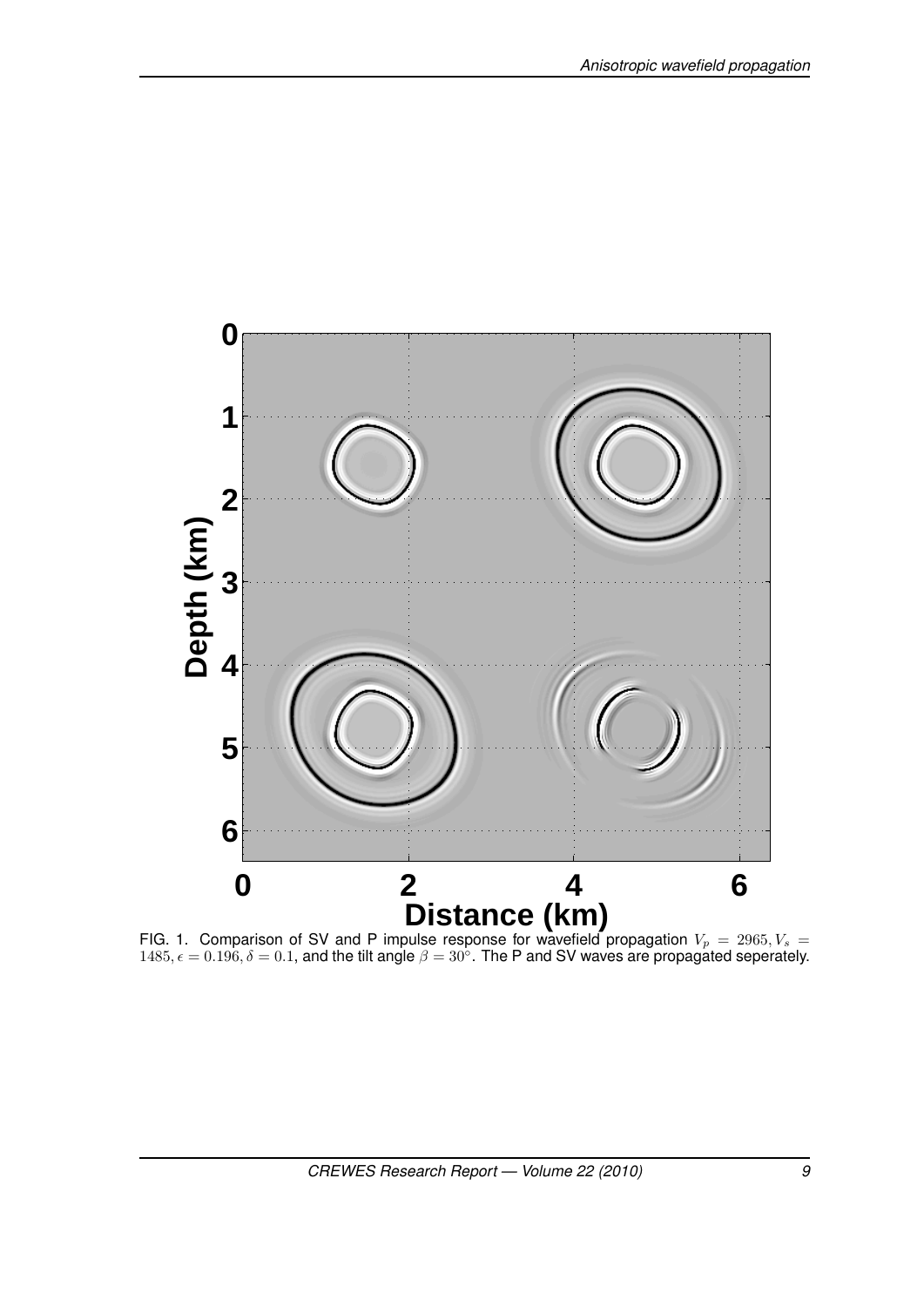FIG. 1. Comparison of SV and P impulse response for wavefield propagation $V_p = 2965, V_s = 1485, \epsilon = 0.196, \delta = 0.1$, and the tilt angle $\beta = 30°$. The P and SV waves are propagated seperately.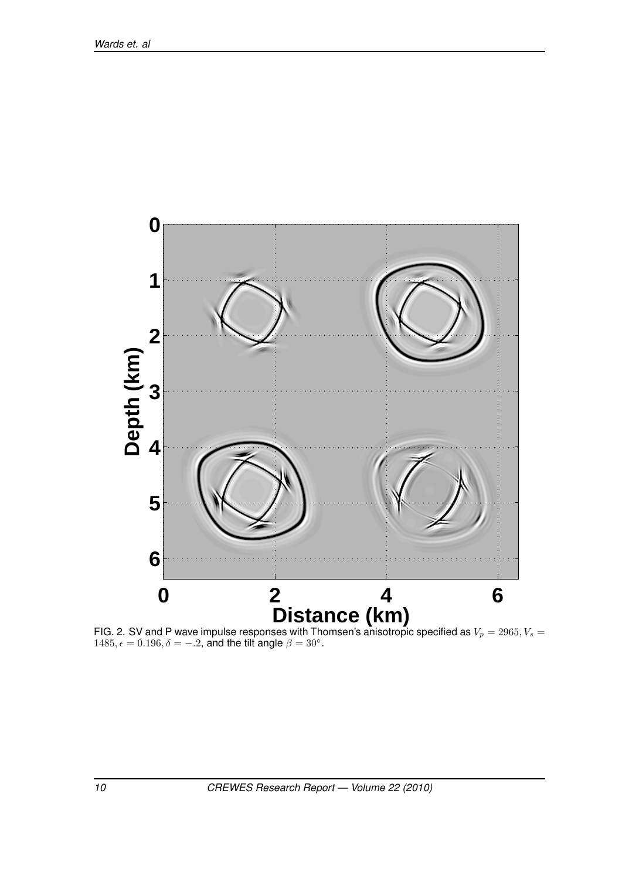FIG. 2. SV and P wave impulse responses with Thomsen's anisotropic specified as $V_p = 2965, V_s = 1485, \epsilon = 0.196, \delta = -.2$, and the tilt angle $\beta = 30^\circ$.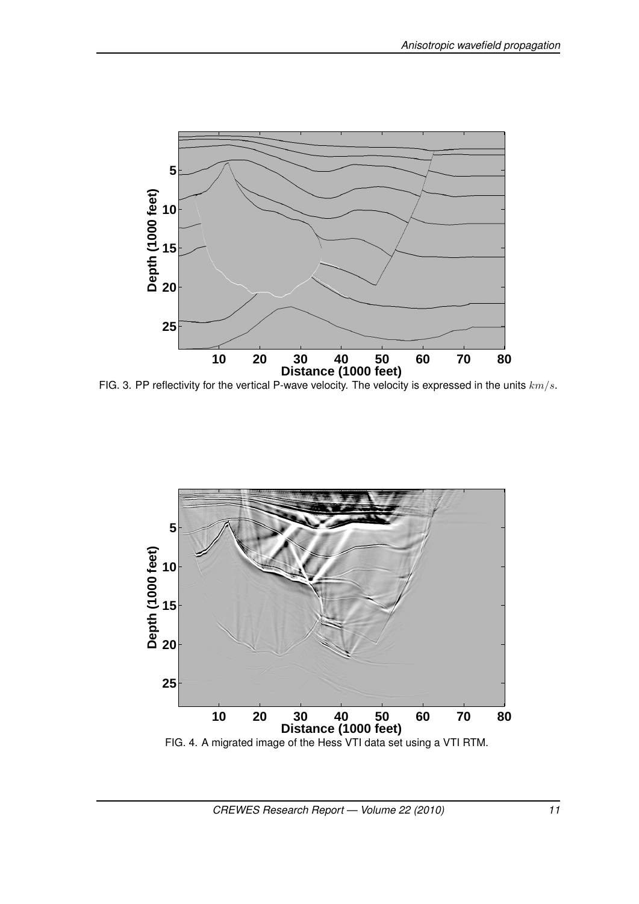FIG. 3. PP reflectivity for the vertical P-wave velocity. The velocity is expressed in the units $km/s$.

FIG. 4. A migrated image of the Hess VTI data set using a VTI RTM.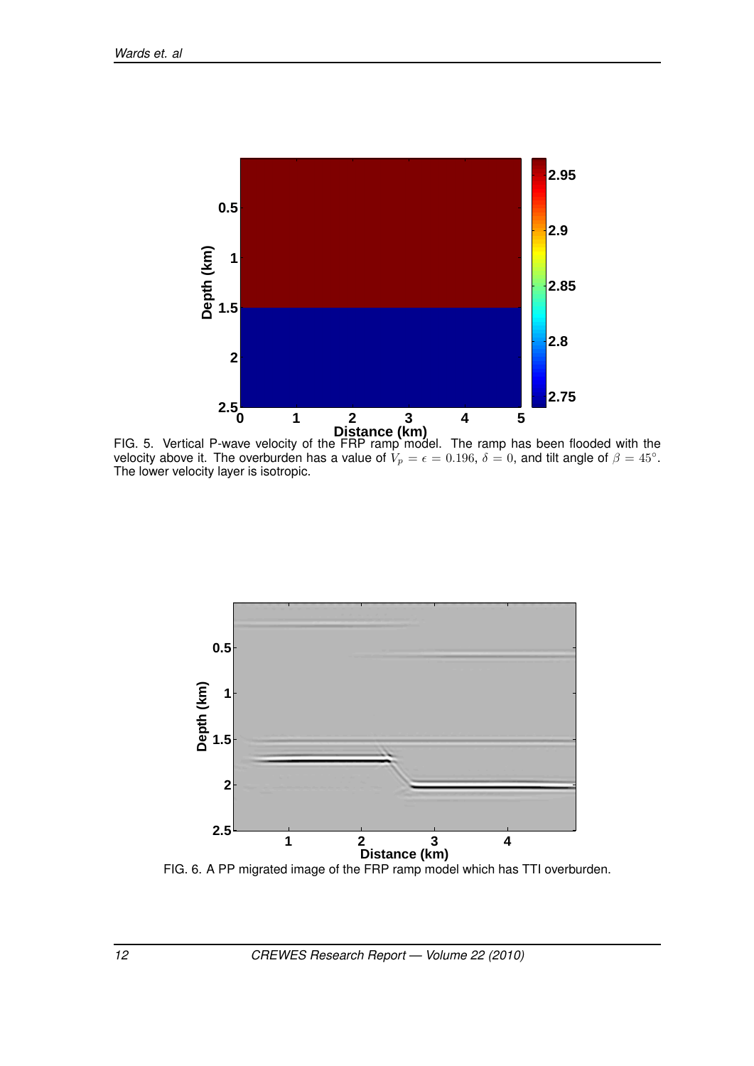FIG. 5. Vertical P-wave velocity of the FRP ramp model. The ramp has been flooded with the velocity above it. The overburden has a value of $V_p = \epsilon = 0.196$, $\delta = 0$, and tilt angle of $\beta = 45^{\circ}$. The lower velocity layer is isotropic.

FIG. 6. A PP migrated image of the FRP ramp model which has TTI overburden.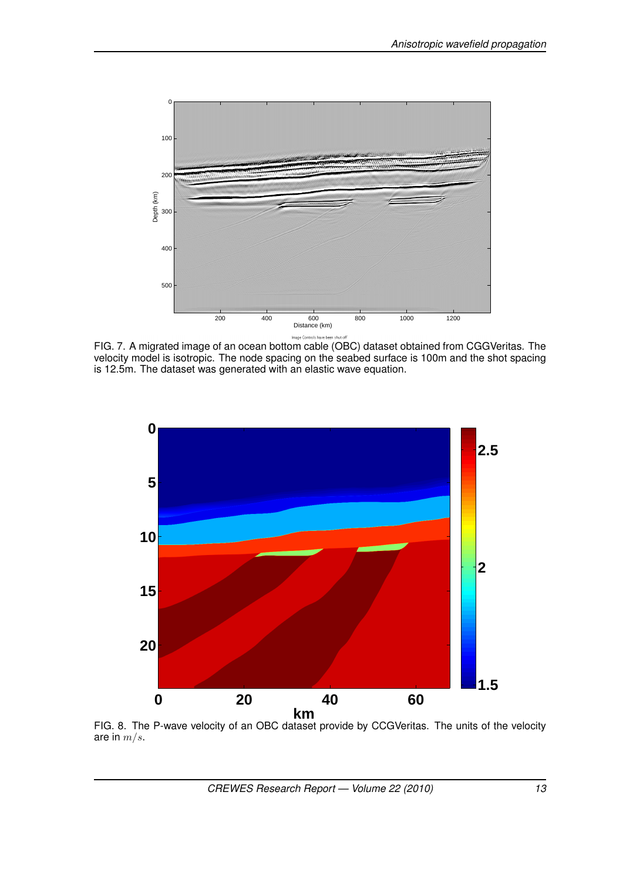FIG. 7. A migrated image of an ocean bottom cable (OBC) dataset obtained from CGGVeritas. The velocity model is isotropic. The node spacing on the seabed surface is 100m and the shot spacing is 12.5m. The dataset was generated with an elastic wave equation.

FIG. 8. The P-wave velocity of an OBC dataset provide by CCGVeritas. The units of the velocity are in $m/s$.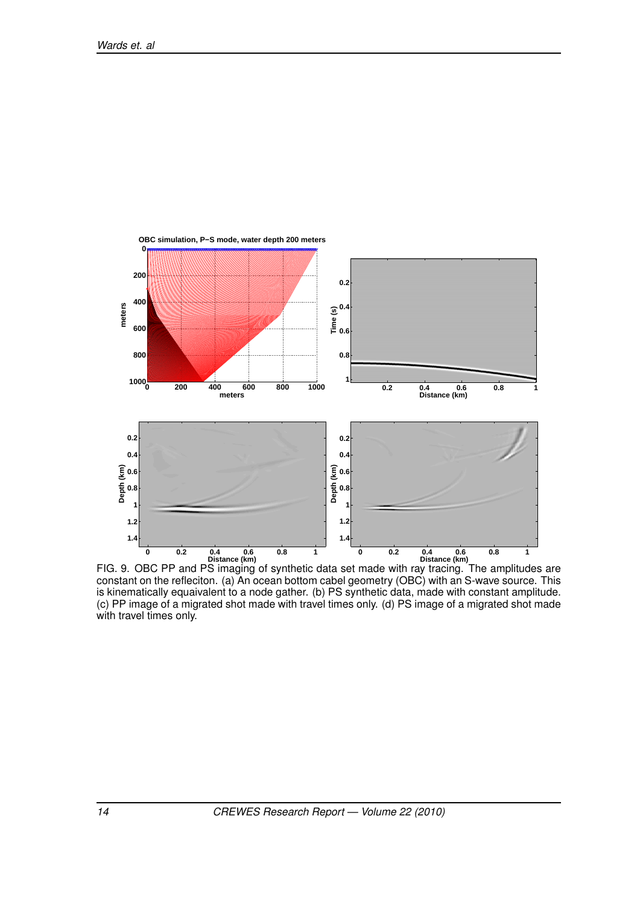FIG. 9. OBC PP and PS imaging of synthetic data set made with ray tracing. The amplitudes are constant on the refleciton. (a) An ocean bottom cabel geometry (OBC) with an S-wave source. This is kinematically equaivalent to a node gather. (b) PS synthetic data, made with constant amplitude. (c) PP image of a migrated shot made with travel times only. (d) PS image of a migrated shot made with travel times only.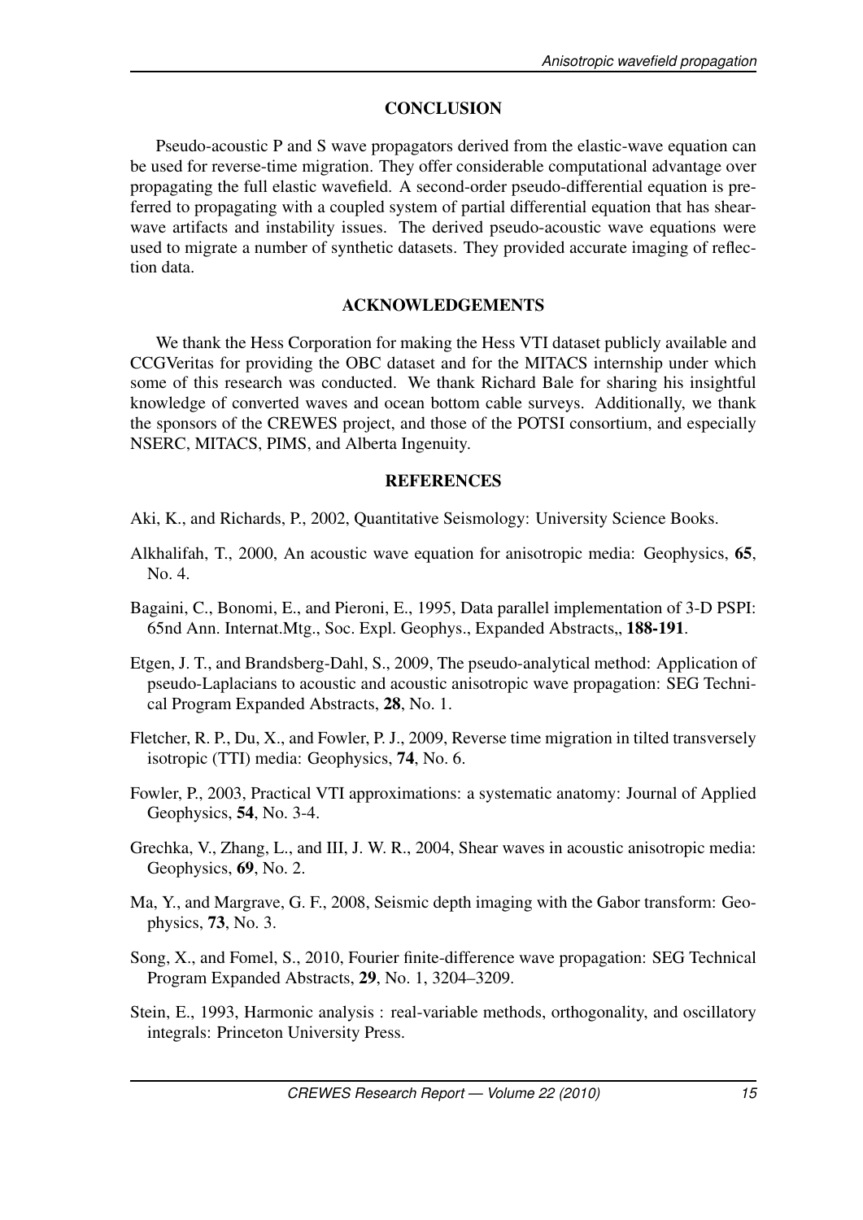## CONCLUSION

Pseudo-acoustic P and S wave propagators derived from the elastic-wave equation can be used for reverse-time migration. They offer considerable computational advantage over propagating the full elastic wavefield. A second-order pseudo-differential equation is preferred to propagating with a coupled system of partial differential equation that has shear-wave artifacts and instability issues. The derived pseudo-acoustic wave equations were used to migrate a number of synthetic datasets. They provided accurate imaging of reflection data.

## ACKNOWLEDGEMENTS

We thank the Hess Corporation for making the Hess VTI dataset publicly available and CCGVeritas for providing the OBC dataset and for the MITACS internship under which some of this research was conducted. We thank Richard Bale for sharing his insightful knowledge of converted waves and ocean bottom cable surveys. Additionally, we thank the sponsors of the CREWES project, and those of the POTSI consortium, and especially NSERC, MITACS, PIMS, and Alberta Ingenuity.

## REFERENCES

Aki, K., and Richards, P., 2002, Quantitative Seismology: University Science Books.

Alkhalifah, T., 2000, An acoustic wave equation for anisotropic media: Geophysics, **65**, No. 4.

Bagaini, C., Bonomi, E., and Pieroni, E., 1995, Data parallel implementation of 3-D PSPI: 65nd Ann. Internat.Mtg., Soc. Expl. Geophys., Expanded Abstracts,, **188-191**.

Etgen, J. T., and Brandsberg-Dahl, S., 2009, The pseudo-analytical method: Application of pseudo-Laplacians to acoustic and acoustic anisotropic wave propagation: SEG Technical Program Expanded Abstracts, **28**, No. 1.

Fletcher, R. P., Du, X., and Fowler, P. J., 2009, Reverse time migration in tilted transversely isotropic (TTI) media: Geophysics, **74**, No. 6.

Fowler, P., 2003, Practical VTI approximations: a systematic anatomy: Journal of Applied Geophysics, **54**, No. 3-4.

Grechka, V., Zhang, L., and III, J. W. R., 2004, Shear waves in acoustic anisotropic media: Geophysics, **69**, No. 2.

Ma, Y., and Margrave, G. F., 2008, Seismic depth imaging with the Gabor transform: Geophysics, **73**, No. 3.

Song, X., and Fomel, S., 2010, Fourier finite-difference wave propagation: SEG Technical Program Expanded Abstracts, **29**, No. 1, 3204–3209.

Stein, E., 1993, Harmonic analysis : real-variable methods, orthogonality, and oscillatory integrals: Princeton University Press.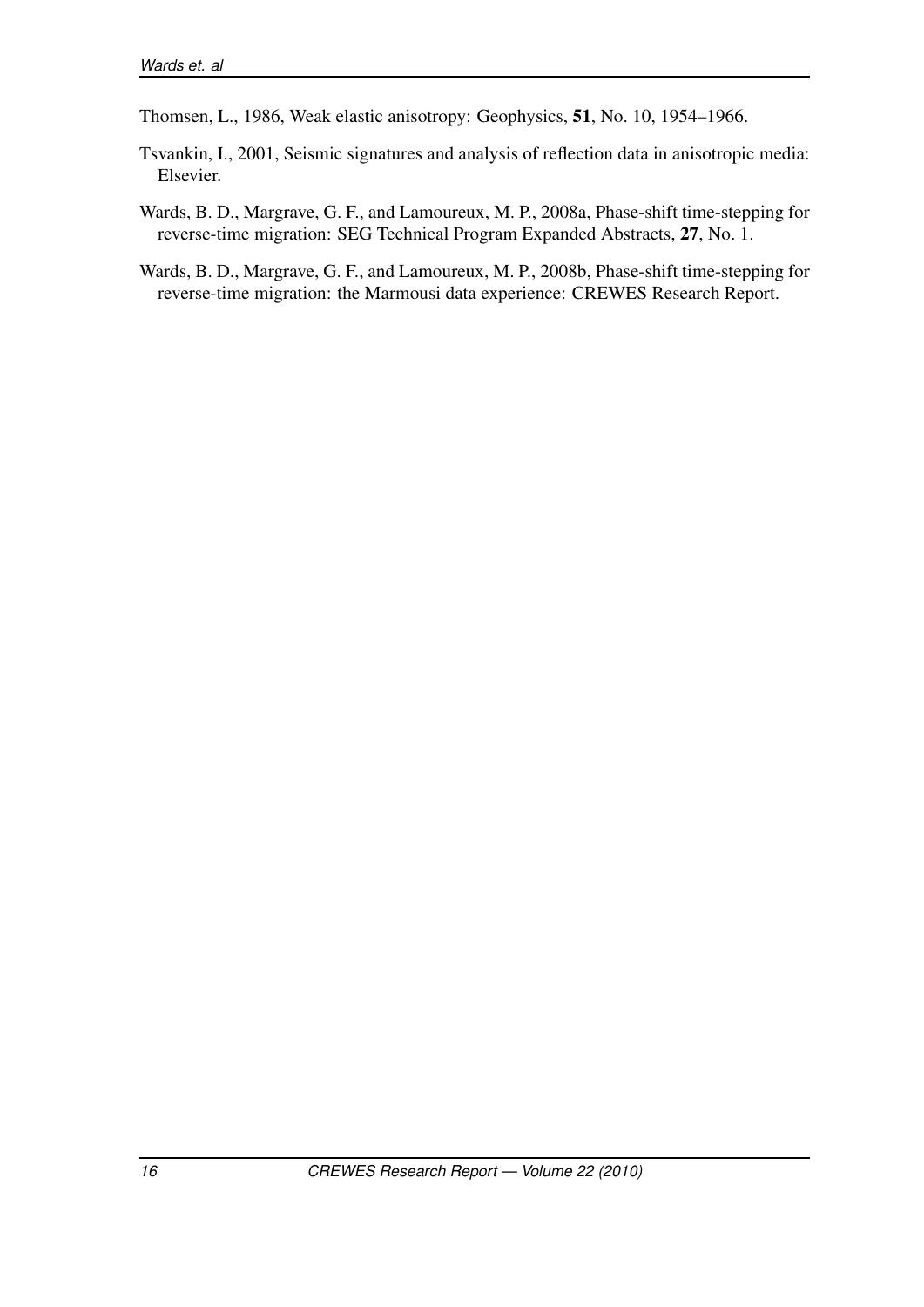Thomsen, L., 1986, Weak elastic anisotropy: Geophysics, **51**, No. 10, 1954–1966.

Tsvankin, I., 2001, Seismic signatures and analysis of reflection data in anisotropic media: Elsevier.

Wards, B. D., Margrave, G. F., and Lamoureux, M. P., 2008a, Phase-shift time-stepping for reverse-time migration: SEG Technical Program Expanded Abstracts, **27**, No. 1.

Wards, B. D., Margrave, G. F., and Lamoureux, M. P., 2008b, Phase-shift time-stepping for reverse-time migration: the Marmousi data experience: CREWES Research Report.